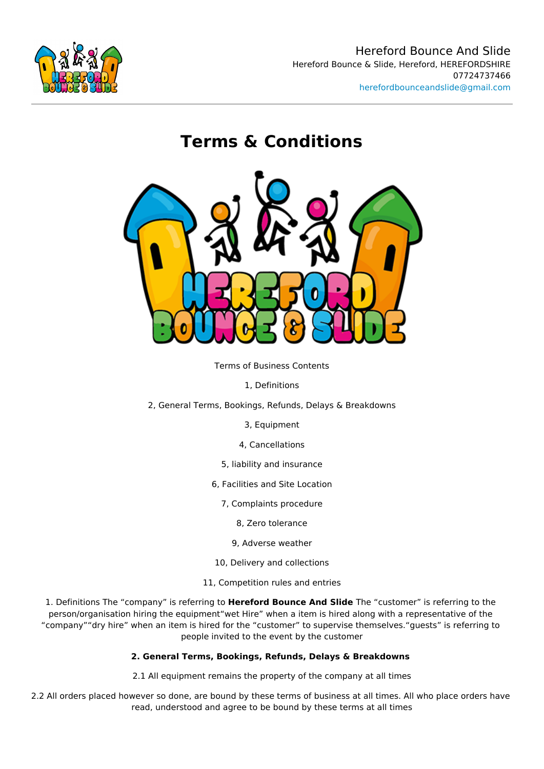Hereford Bounce And Slide
Hereford Bounce & Slide, Hereford, HEREFORDSHIRE
07724737466
herefordbounceandslide@gmail.com

# Terms & Conditions

Terms of Business Contents

1, Definitions

2, General Terms, Bookings, Refunds, Delays & Breakdowns

3, Equipment

4, Cancellations

5, liability and insurance

6, Facilities and Site Location

7, Complaints procedure

8, Zero tolerance

9, Adverse weather

10, Delivery and collections

11, Competition rules and entries

1. Definitions The “company” is referring to **Hereford Bounce And Slide** The “customer” is referring to the person/organisation hiring the equipment“wet Hire” when a item is hired along with a representative of the “company”“dry hire” when an item is hired for the “customer” to supervise themselves.“guests” is referring to people invited to the event by the customer

**2. General Terms, Bookings, Refunds, Delays & Breakdowns**

2.1 All equipment remains the property of the company at all times

2.2 All orders placed however so done, are bound by these terms of business at all times. All who place orders have read, understood and agree to be bound by these terms at all times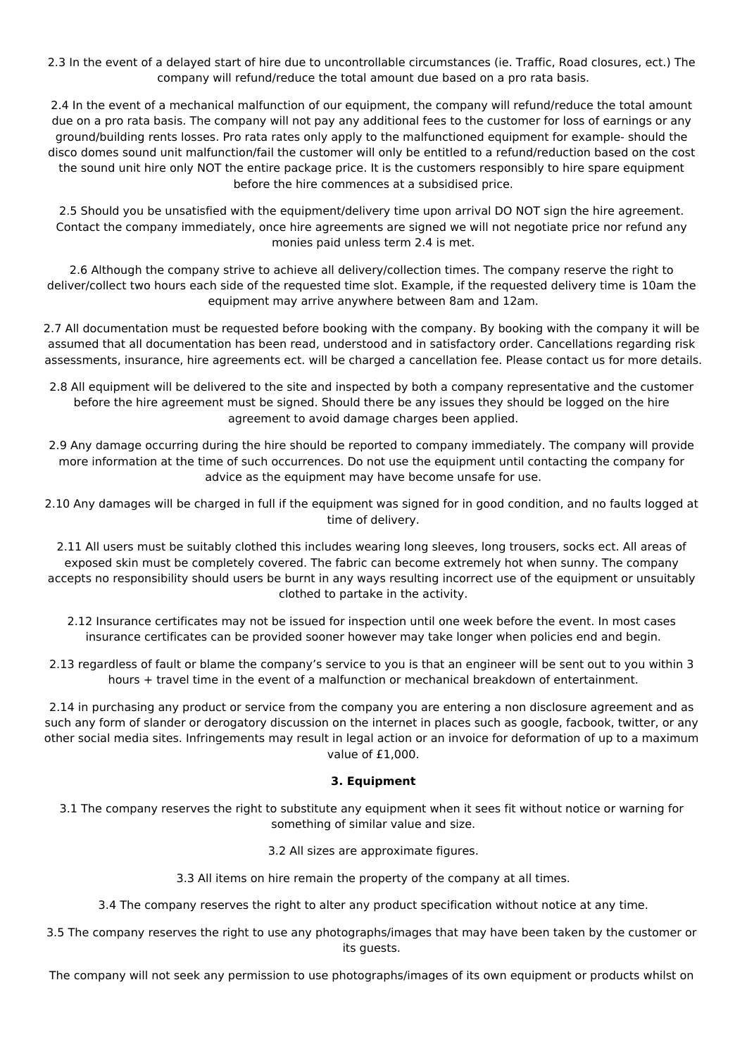2.3 In the event of a delayed start of hire due to uncontrollable circumstances (ie. Traffic, Road closures, ect.) The company will refund/reduce the total amount due based on a pro rata basis.

2.4 In the event of a mechanical malfunction of our equipment, the company will refund/reduce the total amount due on a pro rata basis. The company will not pay any additional fees to the customer for loss of earnings or any ground/building rents losses. Pro rata rates only apply to the malfunctioned equipment for example- should the disco domes sound unit malfunction/fail the customer will only be entitled to a refund/reduction based on the cost the sound unit hire only NOT the entire package price. It is the customers responsibly to hire spare equipment before the hire commences at a subsidised price.

2.5 Should you be unsatisfied with the equipment/delivery time upon arrival DO NOT sign the hire agreement. Contact the company immediately, once hire agreements are signed we will not negotiate price nor refund any monies paid unless term 2.4 is met.

2.6 Although the company strive to achieve all delivery/collection times. The company reserve the right to deliver/collect two hours each side of the requested time slot. Example, if the requested delivery time is 10am the equipment may arrive anywhere between 8am and 12am.

2.7 All documentation must be requested before booking with the company. By booking with the company it will be assumed that all documentation has been read, understood and in satisfactory order. Cancellations regarding risk assessments, insurance, hire agreements ect. will be charged a cancellation fee. Please contact us for more details.

2.8 All equipment will be delivered to the site and inspected by both a company representative and the customer before the hire agreement must be signed. Should there be any issues they should be logged on the hire agreement to avoid damage charges been applied.

2.9 Any damage occurring during the hire should be reported to company immediately. The company will provide more information at the time of such occurrences. Do not use the equipment until contacting the company for advice as the equipment may have become unsafe for use.

2.10 Any damages will be charged in full if the equipment was signed for in good condition, and no faults logged at time of delivery.

2.11 All users must be suitably clothed this includes wearing long sleeves, long trousers, socks ect. All areas of exposed skin must be completely covered. The fabric can become extremely hot when sunny. The company accepts no responsibility should users be burnt in any ways resulting incorrect use of the equipment or unsuitably clothed to partake in the activity.

2.12 Insurance certificates may not be issued for inspection until one week before the event. In most cases insurance certificates can be provided sooner however may take longer when policies end and begin.

2.13 regardless of fault or blame the company's service to you is that an engineer will be sent out to you within 3 hours + travel time in the event of a malfunction or mechanical breakdown of entertainment.

2.14 in purchasing any product or service from the company you are entering a non disclosure agreement and as such any form of slander or derogatory discussion on the internet in places such as google, facbook, twitter, or any other social media sites. Infringements may result in legal action or an invoice for deformation of up to a maximum value of £1,000.

**3. Equipment**

3.1 The company reserves the right to substitute any equipment when it sees fit without notice or warning for something of similar value and size.

3.2 All sizes are approximate figures.

3.3 All items on hire remain the property of the company at all times.

3.4 The company reserves the right to alter any product specification without notice at any time.

3.5 The company reserves the right to use any photographs/images that may have been taken by the customer or its guests.

The company will not seek any permission to use photographs/images of its own equipment or products whilst on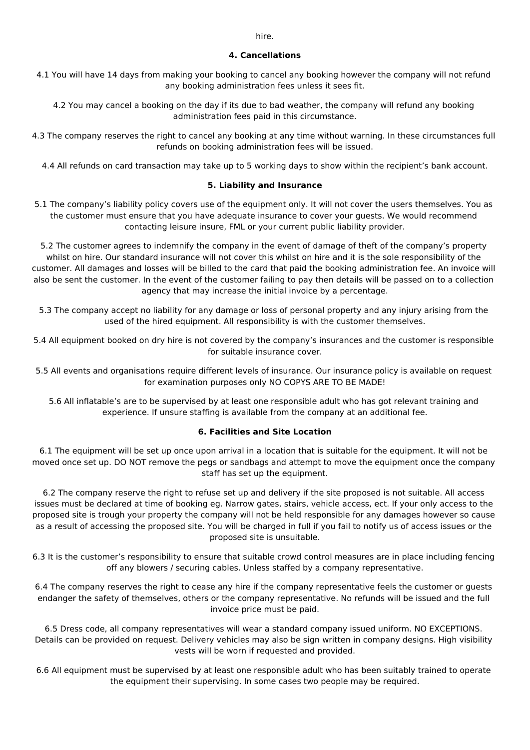hire.

**4. Cancellations**

4.1 You will have 14 days from making your booking to cancel any booking however the company will not refund any booking administration fees unless it sees fit.

4.2 You may cancel a booking on the day if its due to bad weather, the company will refund any booking administration fees paid in this circumstance.

4.3 The company reserves the right to cancel any booking at any time without warning. In these circumstances full refunds on booking administration fees will be issued.

4.4 All refunds on card transaction may take up to 5 working days to show within the recipient's bank account.

**5. Liability and Insurance**

5.1 The company's liability policy covers use of the equipment only. It will not cover the users themselves. You as the customer must ensure that you have adequate insurance to cover your guests. We would recommend contacting leisure insure, FML or your current public liability provider.

5.2 The customer agrees to indemnify the company in the event of damage of theft of the company's property whilst on hire. Our standard insurance will not cover this whilst on hire and it is the sole responsibility of the customer. All damages and losses will be billed to the card that paid the booking administration fee. An invoice will also be sent the customer. In the event of the customer failing to pay then details will be passed on to a collection agency that may increase the initial invoice by a percentage.

5.3 The company accept no liability for any damage or loss of personal property and any injury arising from the used of the hired equipment. All responsibility is with the customer themselves.

5.4 All equipment booked on dry hire is not covered by the company's insurances and the customer is responsible for suitable insurance cover.

5.5 All events and organisations require different levels of insurance. Our insurance policy is available on request for examination purposes only NO COPYS ARE TO BE MADE!

5.6 All inflatable's are to be supervised by at least one responsible adult who has got relevant training and experience. If unsure staffing is available from the company at an additional fee.

**6. Facilities and Site Location**

6.1 The equipment will be set up once upon arrival in a location that is suitable for the equipment. It will not be moved once set up. DO NOT remove the pegs or sandbags and attempt to move the equipment once the company staff has set up the equipment.

6.2 The company reserve the right to refuse set up and delivery if the site proposed is not suitable. All access issues must be declared at time of booking eg. Narrow gates, stairs, vehicle access, ect. If your only access to the proposed site is trough your property the company will not be held responsible for any damages however so cause as a result of accessing the proposed site. You will be charged in full if you fail to notify us of access issues or the proposed site is unsuitable.

6.3 It is the customer's responsibility to ensure that suitable crowd control measures are in place including fencing off any blowers / securing cables. Unless staffed by a company representative.

6.4 The company reserves the right to cease any hire if the company representative feels the customer or guests endanger the safety of themselves, others or the company representative. No refunds will be issued and the full invoice price must be paid.

6.5 Dress code, all company representatives will wear a standard company issued uniform. NO EXCEPTIONS. Details can be provided on request. Delivery vehicles may also be sign written in company designs. High visibility vests will be worn if requested and provided.

6.6 All equipment must be supervised by at least one responsible adult who has been suitably trained to operate the equipment their supervising. In some cases two people may be required.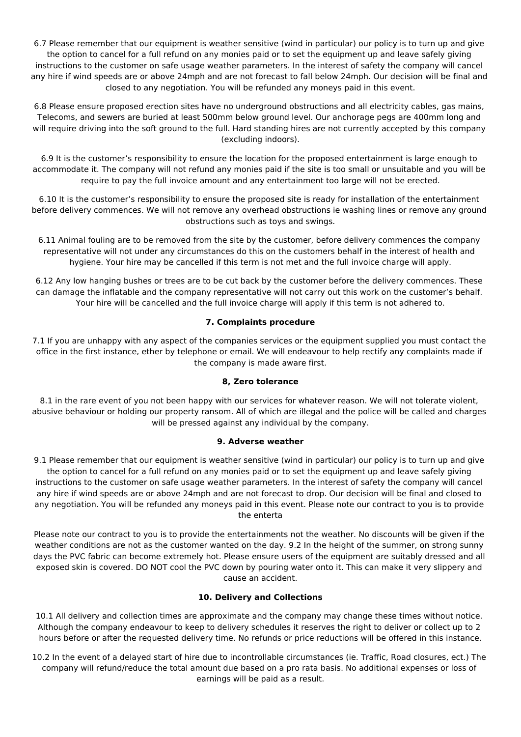6.7 Please remember that our equipment is weather sensitive (wind in particular) our policy is to turn up and give the option to cancel for a full refund on any monies paid or to set the equipment up and leave safely giving instructions to the customer on safe usage weather parameters. In the interest of safety the company will cancel any hire if wind speeds are or above 24mph and are not forecast to fall below 24mph. Our decision will be final and closed to any negotiation. You will be refunded any moneys paid in this event.

6.8 Please ensure proposed erection sites have no underground obstructions and all electricity cables, gas mains, Telecoms, and sewers are buried at least 500mm below ground level. Our anchorage pegs are 400mm long and will require driving into the soft ground to the full. Hard standing hires are not currently accepted by this company (excluding indoors).

6.9 It is the customer's responsibility to ensure the location for the proposed entertainment is large enough to accommodate it. The company will not refund any monies paid if the site is too small or unsuitable and you will be require to pay the full invoice amount and any entertainment too large will not be erected.

6.10 It is the customer's responsibility to ensure the proposed site is ready for installation of the entertainment before delivery commences. We will not remove any overhead obstructions ie washing lines or remove any ground obstructions such as toys and swings.

6.11 Animal fouling are to be removed from the site by the customer, before delivery commences the company representative will not under any circumstances do this on the customers behalf in the interest of health and hygiene. Your hire may be cancelled if this term is not met and the full invoice charge will apply.

6.12 Any low hanging bushes or trees are to be cut back by the customer before the delivery commences. These can damage the inflatable and the company representative will not carry out this work on the customer's behalf. Your hire will be cancelled and the full invoice charge will apply if this term is not adhered to.

**7. Complaints procedure**

7.1 If you are unhappy with any aspect of the companies services or the equipment supplied you must contact the office in the first instance, ether by telephone or email. We will endeavour to help rectify any complaints made if the company is made aware first.

**8, Zero tolerance**

8.1 in the rare event of you not been happy with our services for whatever reason. We will not tolerate violent, abusive behaviour or holding our property ransom. All of which are illegal and the police will be called and charges will be pressed against any individual by the company.

**9. Adverse weather**

9.1 Please remember that our equipment is weather sensitive (wind in particular) our policy is to turn up and give the option to cancel for a full refund on any monies paid or to set the equipment up and leave safely giving instructions to the customer on safe usage weather parameters. In the interest of safety the company will cancel any hire if wind speeds are or above 24mph and are not forecast to drop. Our decision will be final and closed to any negotiation. You will be refunded any moneys paid in this event. Please note our contract to you is to provide the enterta

Please note our contract to you is to provide the entertainments not the weather. No discounts will be given if the weather conditions are not as the customer wanted on the day. 9.2 In the height of the summer, on strong sunny days the PVC fabric can become extremely hot. Please ensure users of the equipment are suitably dressed and all exposed skin is covered. DO NOT cool the PVC down by pouring water onto it. This can make it very slippery and cause an accident.

**10. Delivery and Collections**

10.1 All delivery and collection times are approximate and the company may change these times without notice. Although the company endeavour to keep to delivery schedules it reserves the right to deliver or collect up to 2 hours before or after the requested delivery time. No refunds or price reductions will be offered in this instance.

10.2 In the event of a delayed start of hire due to incontrollable circumstances (ie. Traffic, Road closures, ect.) The company will refund/reduce the total amount due based on a pro rata basis. No additional expenses or loss of earnings will be paid as a result.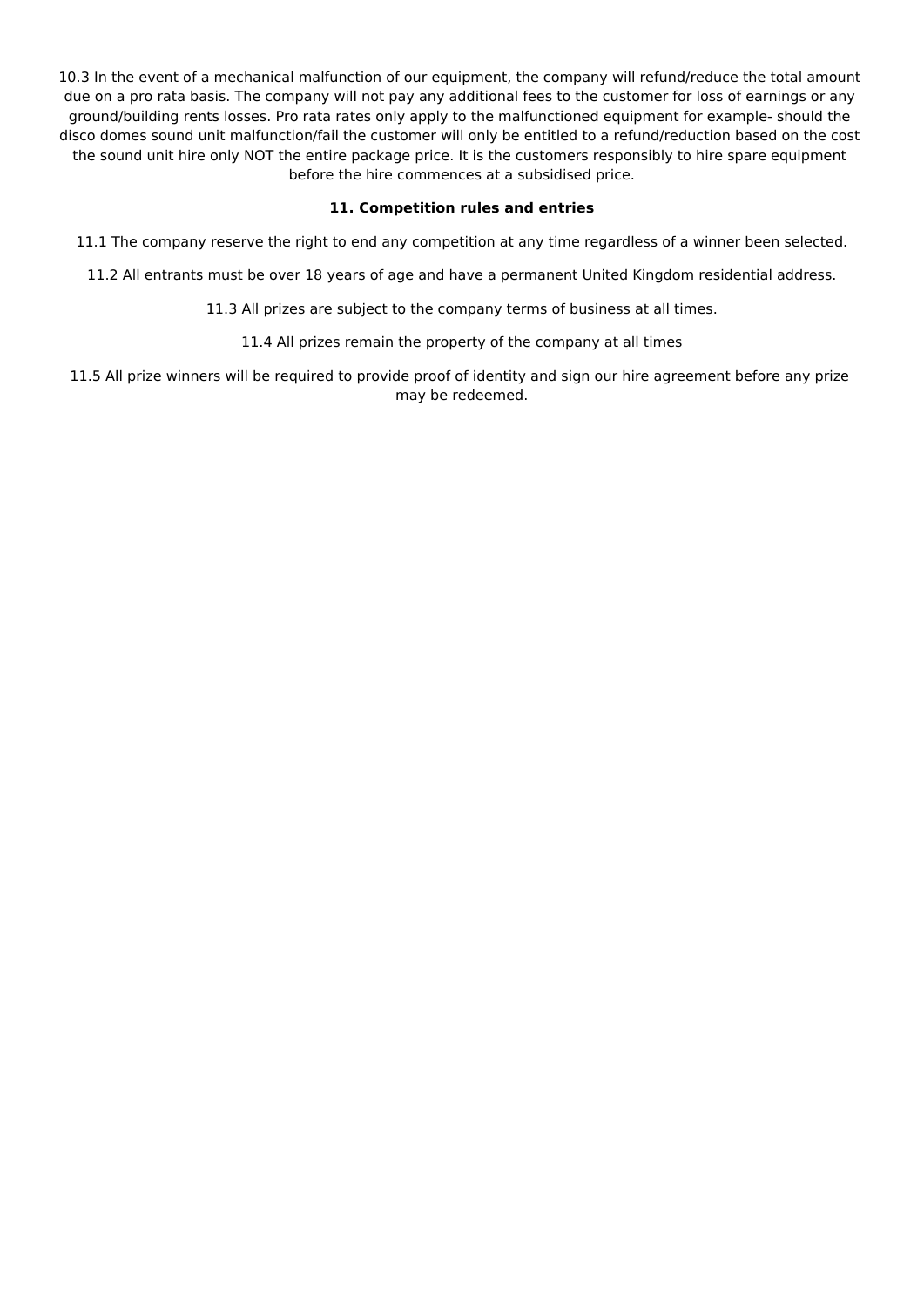10.3 In the event of a mechanical malfunction of our equipment, the company will refund/reduce the total amount due on a pro rata basis. The company will not pay any additional fees to the customer for loss of earnings or any ground/building rents losses. Pro rata rates only apply to the malfunctioned equipment for example- should the disco domes sound unit malfunction/fail the customer will only be entitled to a refund/reduction based on the cost the sound unit hire only NOT the entire package price. It is the customers responsibly to hire spare equipment before the hire commences at a subsidised price.

**11. Competition rules and entries**

11.1 The company reserve the right to end any competition at any time regardless of a winner been selected.

11.2 All entrants must be over 18 years of age and have a permanent United Kingdom residential address.

11.3 All prizes are subject to the company terms of business at all times.

11.4 All prizes remain the property of the company at all times

11.5 All prize winners will be required to provide proof of identity and sign our hire agreement before any prize may be redeemed.